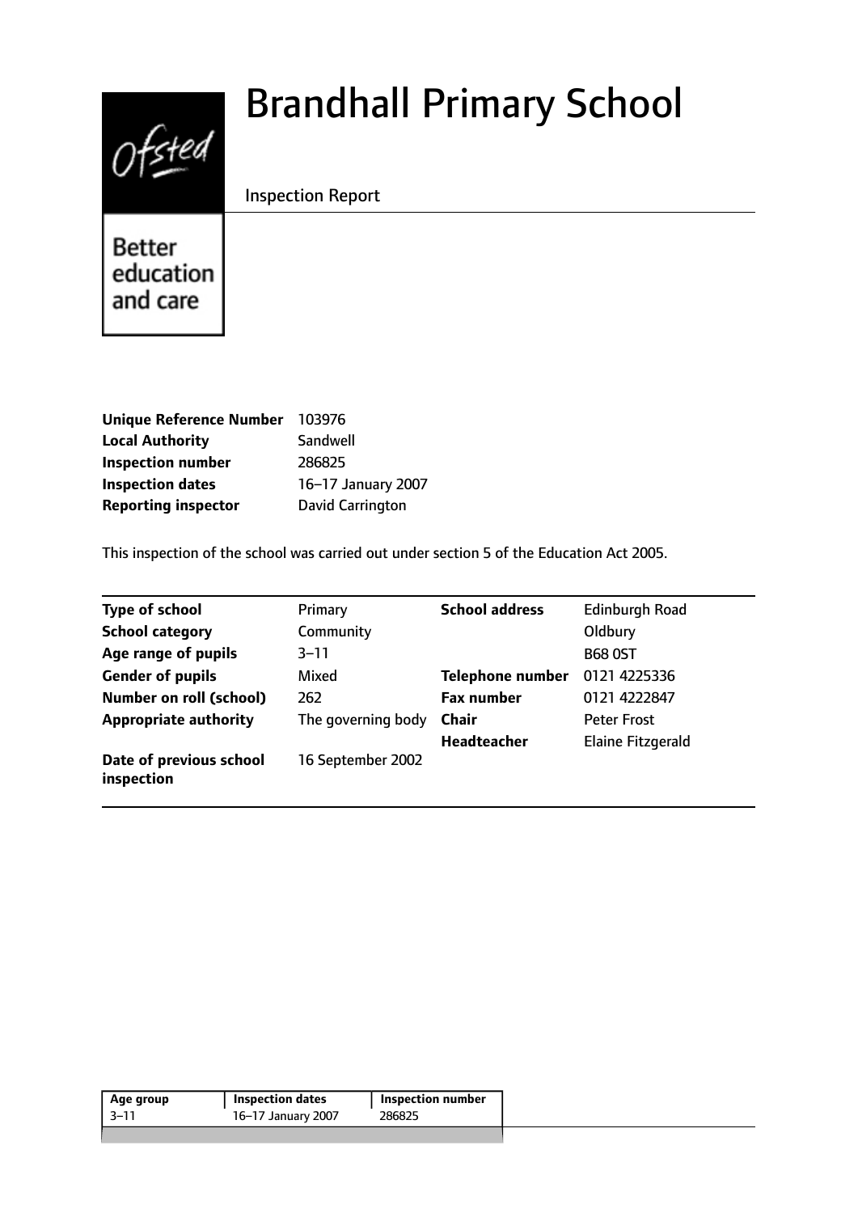# Brandhall Primary School

Inspection Report

Better education and care

| | |
|---|---|
| **Unique Reference Number** | 103976 |
| **Local Authority** | Sandwell |
| **Inspection number** | 286825 |
| **Inspection dates** | 16–17 January 2007 |
| **Reporting inspector** | David Carrington |

This inspection of the school was carried out under section 5 of the Education Act 2005.

| | | | |
|---|---|---|---|
| **Type of school** | Primary | **School address** | Edinburgh Road |
| **School category** | Community | | Oldbury |
| **Age range of pupils** | 3–11 | | B68 0ST |
| **Gender of pupils** | Mixed | **Telephone number** | 0121 4225336 |
| **Number on roll (school)** | 262 | **Fax number** | 0121 4222847 |
| **Appropriate authority** | The governing body | **Chair** | Peter Frost |
| | | **Headteacher** | Elaine Fitzgerald |
| **Date of previous school inspection** | 16 September 2002 | | |

| Age group | Inspection dates | Inspection number |
|---|---|---|
| 3–11 | 16–17 January 2007 | 286825 |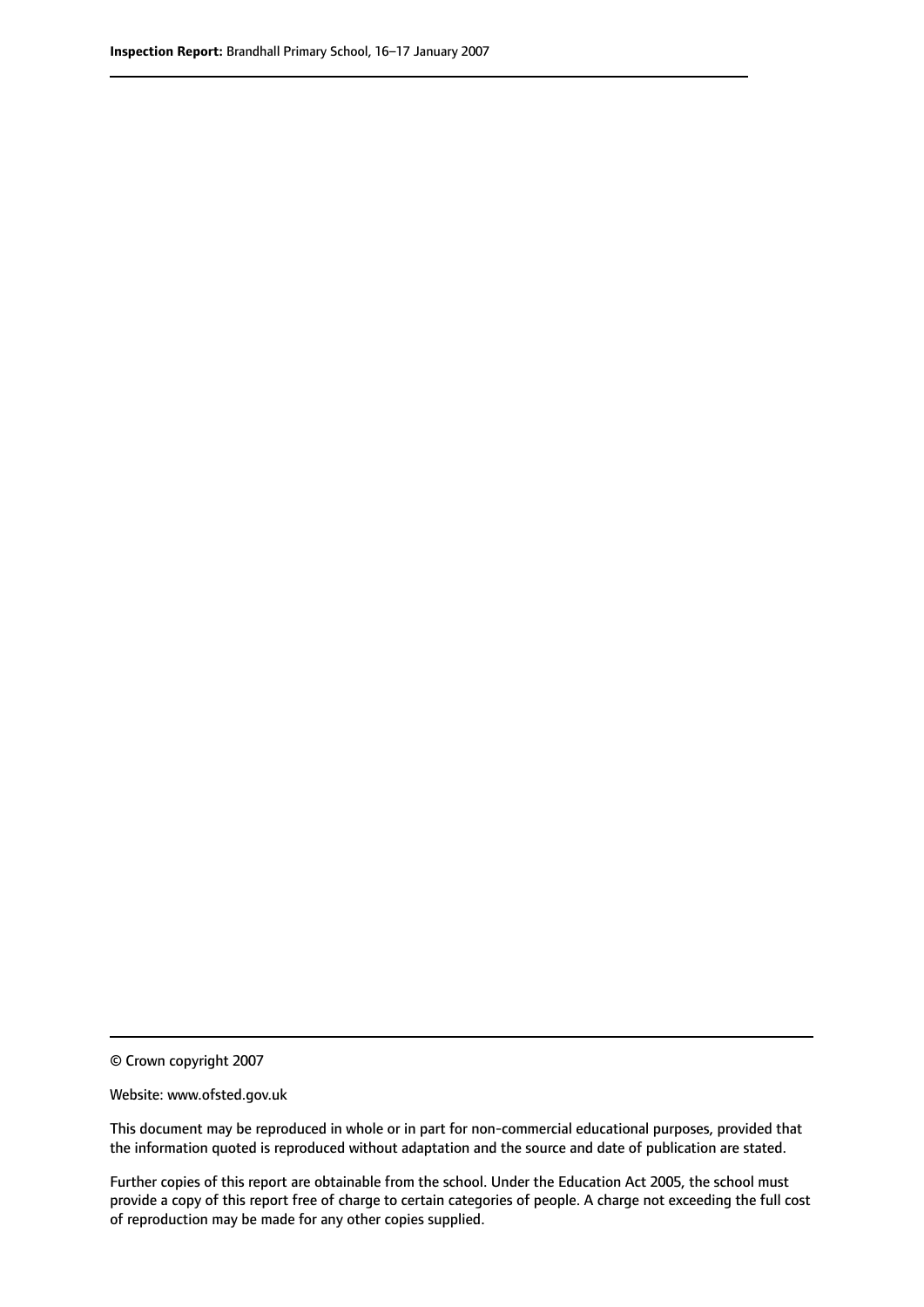© Crown copyright 2007

Website: www.ofsted.gov.uk

This document may be reproduced in whole or in part for non-commercial educational purposes, provided that the information quoted is reproduced without adaptation and the source and date of publication are stated.

Further copies of this report are obtainable from the school. Under the Education Act 2005, the school must provide a copy of this report free of charge to certain categories of people. A charge not exceeding the full cost of reproduction may be made for any other copies supplied.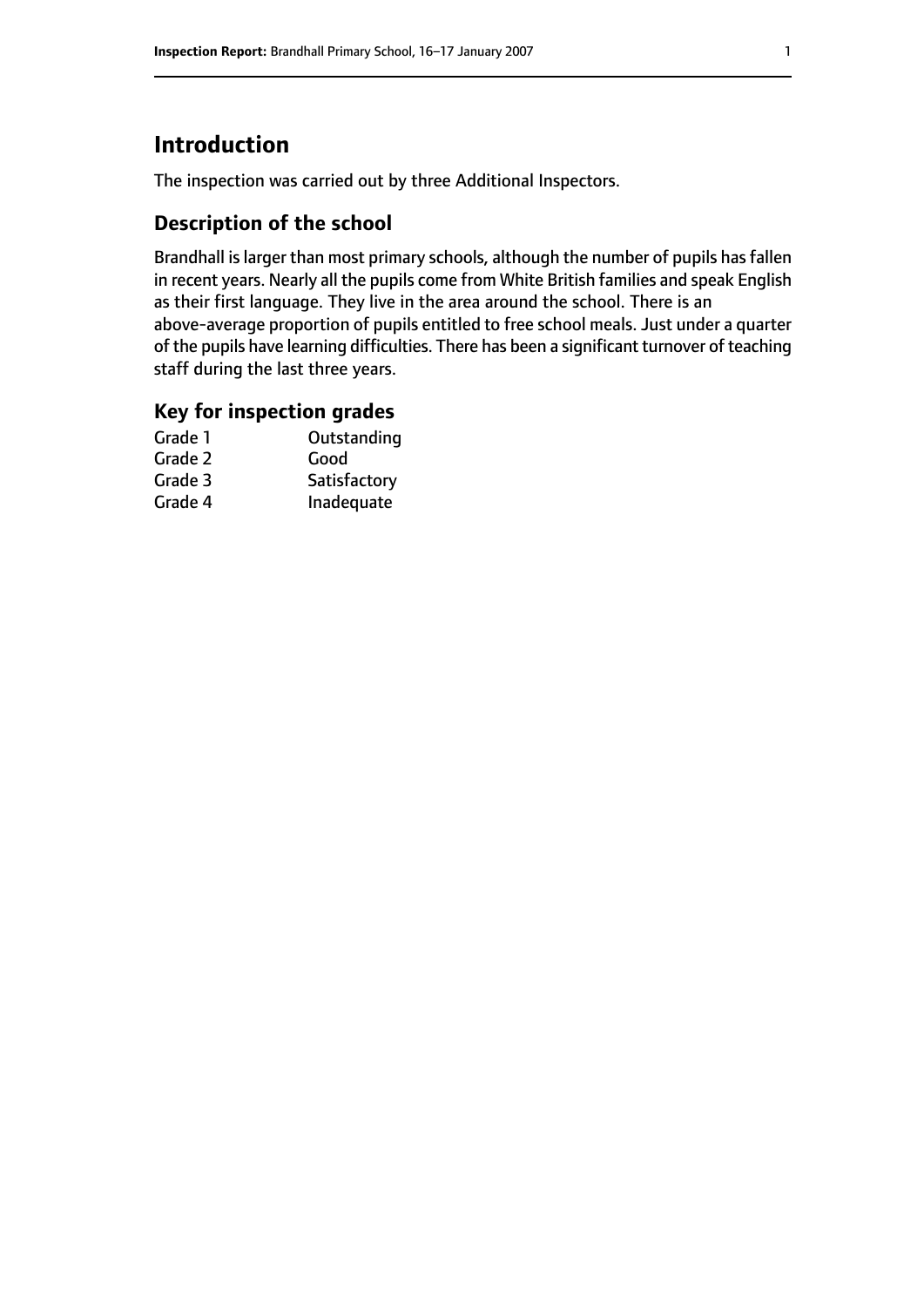# Introduction

The inspection was carried out by three Additional Inspectors.

## Description of the school

Brandhall is larger than most primary schools, although the number of pupils has fallen in recent years. Nearly all the pupils come from White British families and speak English as their first language. They live in the area around the school. There is an above-average proportion of pupils entitled to free school meals. Just under a quarter of the pupils have learning difficulties. There has been a significant turnover of teaching staff during the last three years.

## Key for inspection grades

| | |
|---|---|
| Grade 1 | Outstanding |
| Grade 2 | Good |
| Grade 3 | Satisfactory |
| Grade 4 | Inadequate |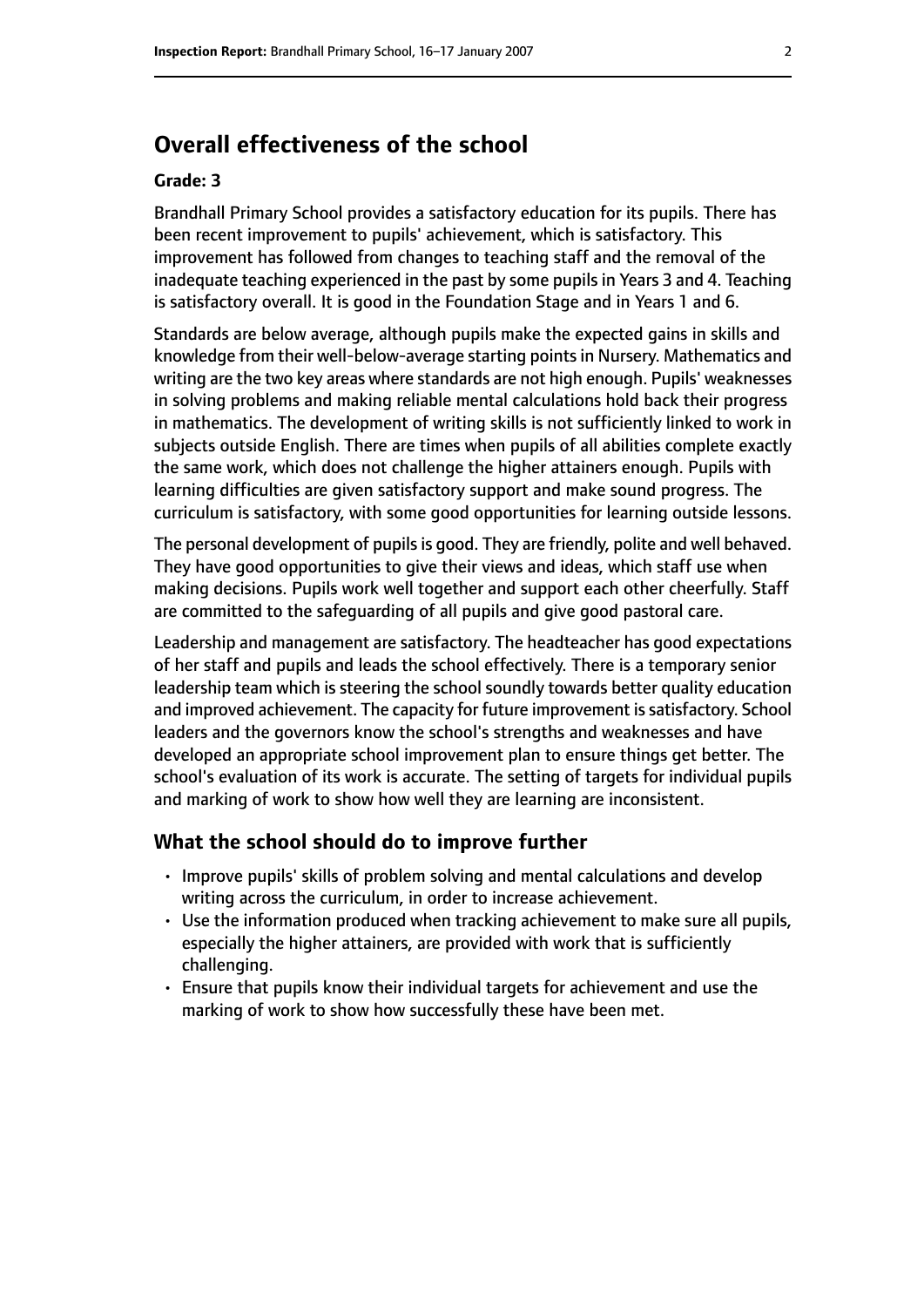# Overall effectiveness of the school

**Grade: 3**

Brandhall Primary School provides a satisfactory education for its pupils. There has been recent improvement to pupils' achievement, which is satisfactory. This improvement has followed from changes to teaching staff and the removal of the inadequate teaching experienced in the past by some pupils in Years 3 and 4. Teaching is satisfactory overall. It is good in the Foundation Stage and in Years 1 and 6.

Standards are below average, although pupils make the expected gains in skills and knowledge from their well-below-average starting points in Nursery. Mathematics and writing are the two key areas where standards are not high enough. Pupils' weaknesses in solving problems and making reliable mental calculations hold back their progress in mathematics. The development of writing skills is not sufficiently linked to work in subjects outside English. There are times when pupils of all abilities complete exactly the same work, which does not challenge the higher attainers enough. Pupils with learning difficulties are given satisfactory support and make sound progress. The curriculum is satisfactory, with some good opportunities for learning outside lessons.

The personal development of pupils is good. They are friendly, polite and well behaved. They have good opportunities to give their views and ideas, which staff use when making decisions. Pupils work well together and support each other cheerfully. Staff are committed to the safeguarding of all pupils and give good pastoral care.

Leadership and management are satisfactory. The headteacher has good expectations of her staff and pupils and leads the school effectively. There is a temporary senior leadership team which is steering the school soundly towards better quality education and improved achievement. The capacity for future improvement is satisfactory. School leaders and the governors know the school's strengths and weaknesses and have developed an appropriate school improvement plan to ensure things get better. The school's evaluation of its work is accurate. The setting of targets for individual pupils and marking of work to show how well they are learning are inconsistent.

## What the school should do to improve further

- Improve pupils' skills of problem solving and mental calculations and develop writing across the curriculum, in order to increase achievement.
- Use the information produced when tracking achievement to make sure all pupils, especially the higher attainers, are provided with work that is sufficiently challenging.
- Ensure that pupils know their individual targets for achievement and use the marking of work to show how successfully these have been met.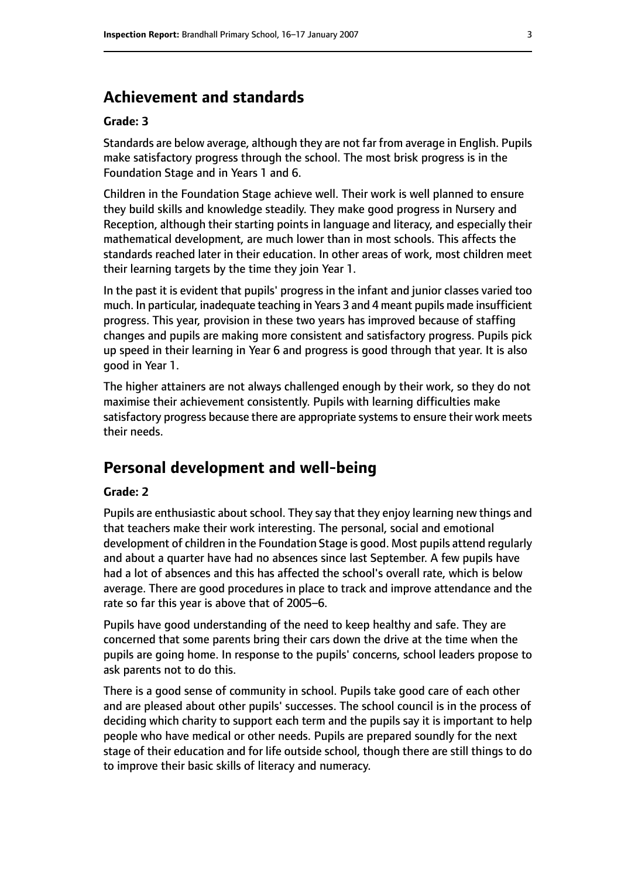## Achievement and standards

**Grade: 3**

Standards are below average, although they are not far from average in English. Pupils make satisfactory progress through the school. The most brisk progress is in the Foundation Stage and in Years 1 and 6.

Children in the Foundation Stage achieve well. Their work is well planned to ensure they build skills and knowledge steadily. They make good progress in Nursery and Reception, although their starting points in language and literacy, and especially their mathematical development, are much lower than in most schools. This affects the standards reached later in their education. In other areas of work, most children meet their learning targets by the time they join Year 1.

In the past it is evident that pupils' progress in the infant and junior classes varied too much. In particular, inadequate teaching in Years 3 and 4 meant pupils made insufficient progress. This year, provision in these two years has improved because of staffing changes and pupils are making more consistent and satisfactory progress. Pupils pick up speed in their learning in Year 6 and progress is good through that year. It is also good in Year 1.

The higher attainers are not always challenged enough by their work, so they do not maximise their achievement consistently. Pupils with learning difficulties make satisfactory progress because there are appropriate systems to ensure their work meets their needs.

## Personal development and well-being

**Grade: 2**

Pupils are enthusiastic about school. They say that they enjoy learning new things and that teachers make their work interesting. The personal, social and emotional development of children in the Foundation Stage is good. Most pupils attend regularly and about a quarter have had no absences since last September. A few pupils have had a lot of absences and this has affected the school's overall rate, which is below average. There are good procedures in place to track and improve attendance and the rate so far this year is above that of 2005–6.

Pupils have good understanding of the need to keep healthy and safe. They are concerned that some parents bring their cars down the drive at the time when the pupils are going home. In response to the pupils' concerns, school leaders propose to ask parents not to do this.

There is a good sense of community in school. Pupils take good care of each other and are pleased about other pupils' successes. The school council is in the process of deciding which charity to support each term and the pupils say it is important to help people who have medical or other needs. Pupils are prepared soundly for the next stage of their education and for life outside school, though there are still things to do to improve their basic skills of literacy and numeracy.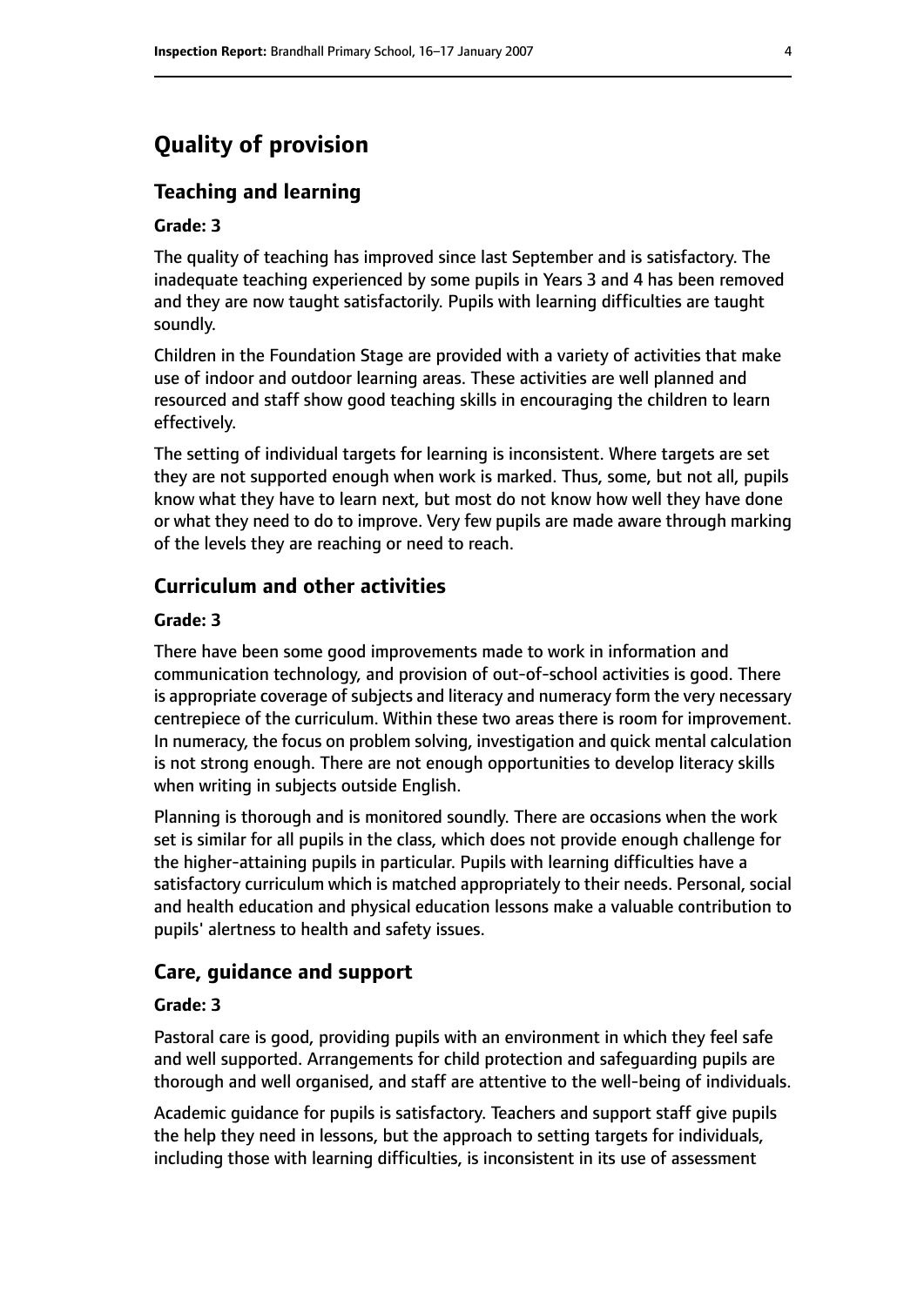# Quality of provision

## Teaching and learning

**Grade: 3**

The quality of teaching has improved since last September and is satisfactory. The inadequate teaching experienced by some pupils in Years 3 and 4 has been removed and they are now taught satisfactorily. Pupils with learning difficulties are taught soundly.

Children in the Foundation Stage are provided with a variety of activities that make use of indoor and outdoor learning areas. These activities are well planned and resourced and staff show good teaching skills in encouraging the children to learn effectively.

The setting of individual targets for learning is inconsistent. Where targets are set they are not supported enough when work is marked. Thus, some, but not all, pupils know what they have to learn next, but most do not know how well they have done or what they need to do to improve. Very few pupils are made aware through marking of the levels they are reaching or need to reach.

## Curriculum and other activities

**Grade: 3**

There have been some good improvements made to work in information and communication technology, and provision of out-of-school activities is good. There is appropriate coverage of subjects and literacy and numeracy form the very necessary centrepiece of the curriculum. Within these two areas there is room for improvement. In numeracy, the focus on problem solving, investigation and quick mental calculation is not strong enough. There are not enough opportunities to develop literacy skills when writing in subjects outside English.

Planning is thorough and is monitored soundly. There are occasions when the work set is similar for all pupils in the class, which does not provide enough challenge for the higher-attaining pupils in particular. Pupils with learning difficulties have a satisfactory curriculum which is matched appropriately to their needs. Personal, social and health education and physical education lessons make a valuable contribution to pupils' alertness to health and safety issues.

## Care, guidance and support

**Grade: 3**

Pastoral care is good, providing pupils with an environment in which they feel safe and well supported. Arrangements for child protection and safeguarding pupils are thorough and well organised, and staff are attentive to the well-being of individuals.

Academic guidance for pupils is satisfactory. Teachers and support staff give pupils the help they need in lessons, but the approach to setting targets for individuals, including those with learning difficulties, is inconsistent in its use of assessment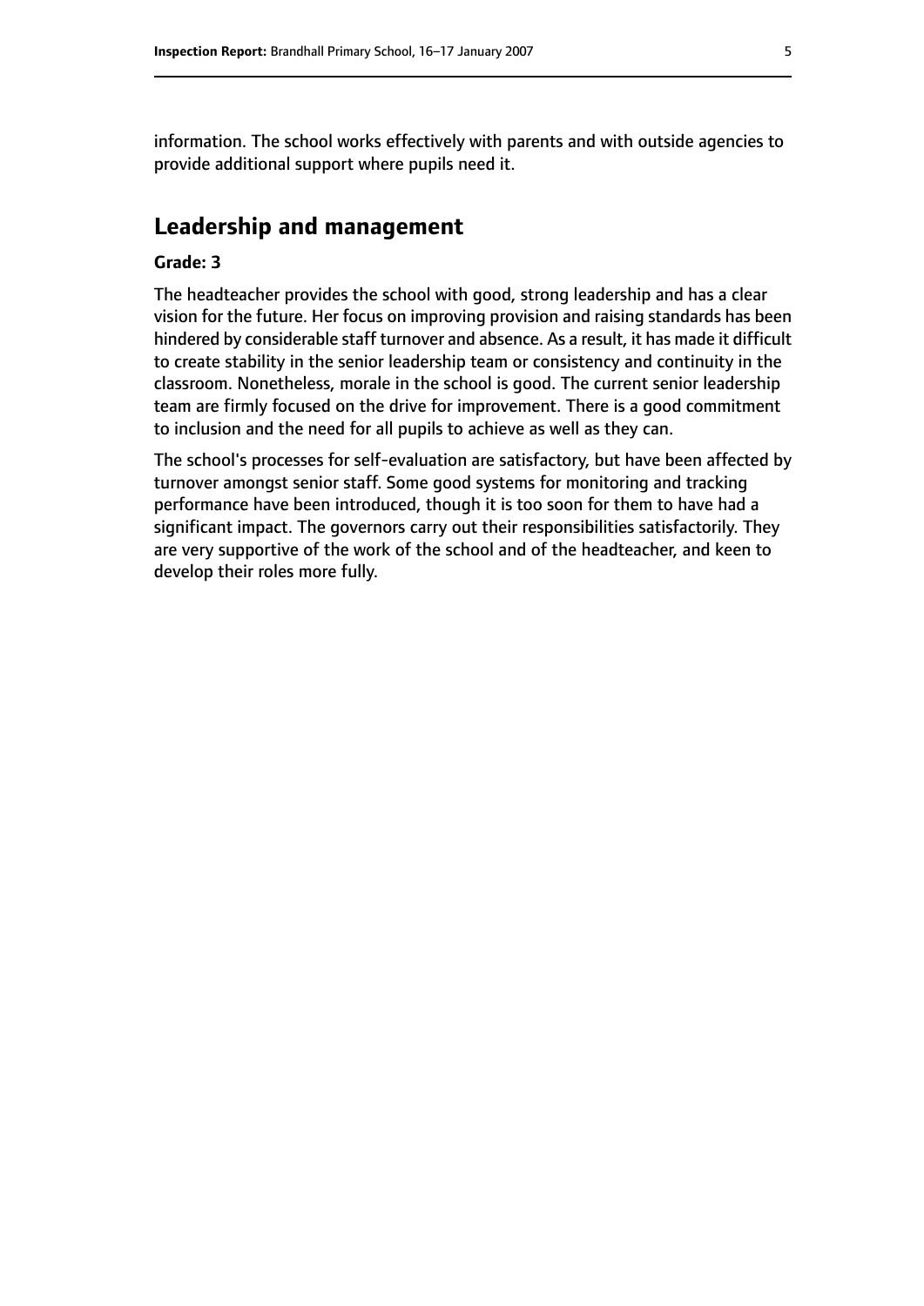information. The school works effectively with parents and with outside agencies to provide additional support where pupils need it.

## Leadership and management

**Grade: 3**

The headteacher provides the school with good, strong leadership and has a clear vision for the future. Her focus on improving provision and raising standards has been hindered by considerable staff turnover and absence. As a result, it has made it difficult to create stability in the senior leadership team or consistency and continuity in the classroom. Nonetheless, morale in the school is good. The current senior leadership team are firmly focused on the drive for improvement. There is a good commitment to inclusion and the need for all pupils to achieve as well as they can.

The school's processes for self-evaluation are satisfactory, but have been affected by turnover amongst senior staff. Some good systems for monitoring and tracking performance have been introduced, though it is too soon for them to have had a significant impact. The governors carry out their responsibilities satisfactorily. They are very supportive of the work of the school and of the headteacher, and keen to develop their roles more fully.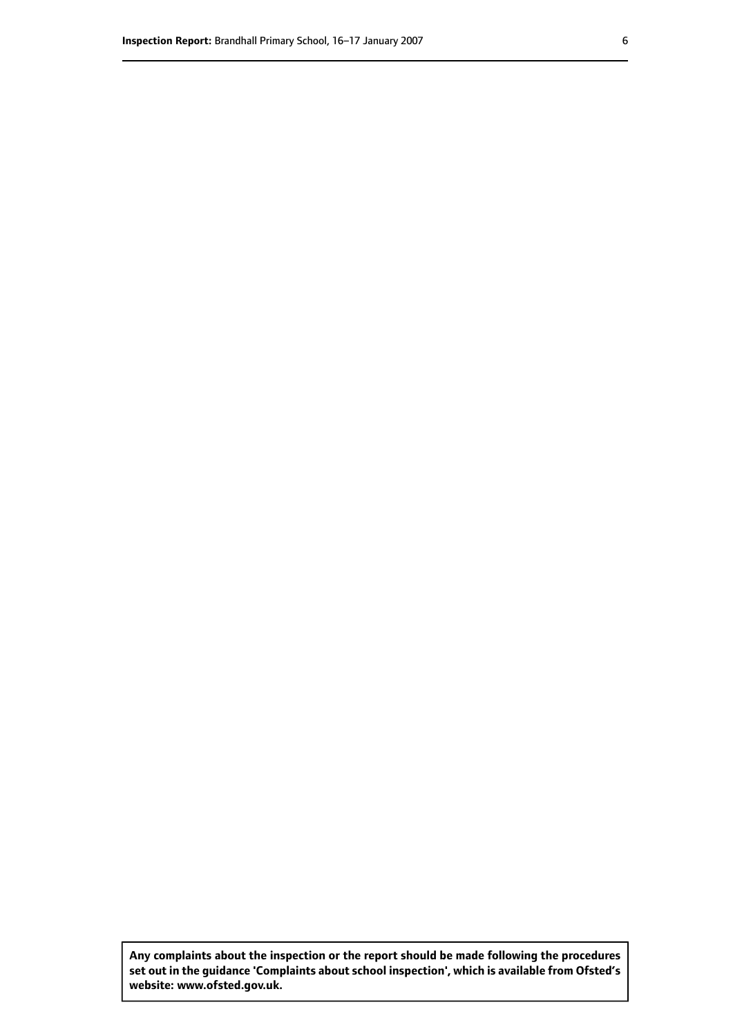**Any complaints about the inspection or the report should be made following the procedures set out in the guidance 'Complaints about school inspection', which is available from Ofsted's website: www.ofsted.gov.uk.**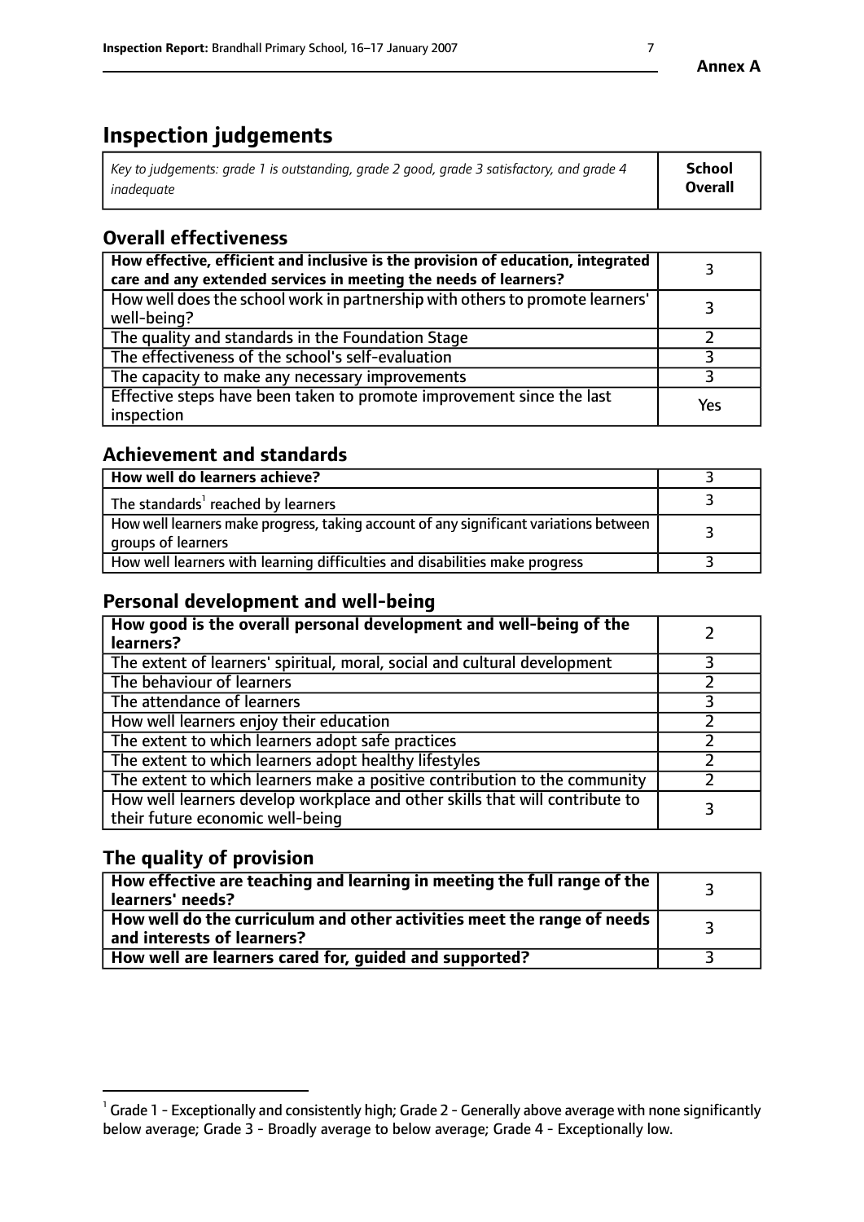# Inspection judgements

| *Key to judgements: grade 1 is outstanding, grade 2 good, grade 3 satisfactory, and grade 4 inadequate* | **School Overall** |
|---|---|

## Overall effectiveness

| | |
|---|---|
| **How effective, efficient and inclusive is the provision of education, integrated care and any extended services in meeting the needs of learners?** | 3 |
| How well does the school work in partnership with others to promote learners' well-being? | 3 |
| The quality and standards in the Foundation Stage | 2 |
| The effectiveness of the school's self-evaluation | 3 |
| The capacity to make any necessary improvements | 3 |
| Effective steps have been taken to promote improvement since the last inspection | Yes |

## Achievement and standards

| | |
|---|---|
| **How well do learners achieve?** | 3 |
| The standards[1] reached by learners | 3 |
| How well learners make progress, taking account of any significant variations between groups of learners | 3 |
| How well learners with learning difficulties and disabilities make progress | 3 |

## Personal development and well-being

| | |
|---|---|
| **How good is the overall personal development and well-being of the learners?** | 2 |
| The extent of learners' spiritual, moral, social and cultural development | 3 |
| The behaviour of learners | 2 |
| The attendance of learners | 3 |
| How well learners enjoy their education | 2 |
| The extent to which learners adopt safe practices | 2 |
| The extent to which learners adopt healthy lifestyles | 2 |
| The extent to which learners make a positive contribution to the community | 2 |
| How well learners develop workplace and other skills that will contribute to their future economic well-being | 3 |

## The quality of provision

| | |
|---|---|
| **How effective are teaching and learning in meeting the full range of the learners' needs?** | 3 |
| **How well do the curriculum and other activities meet the range of needs and interests of learners?** | 3 |
| **How well are learners cared for, guided and supported?** | 3 |

[1] Grade 1 - Exceptionally and consistently high; Grade 2 - Generally above average with none significantly below average; Grade 3 - Broadly average to below average; Grade 4 - Exceptionally low.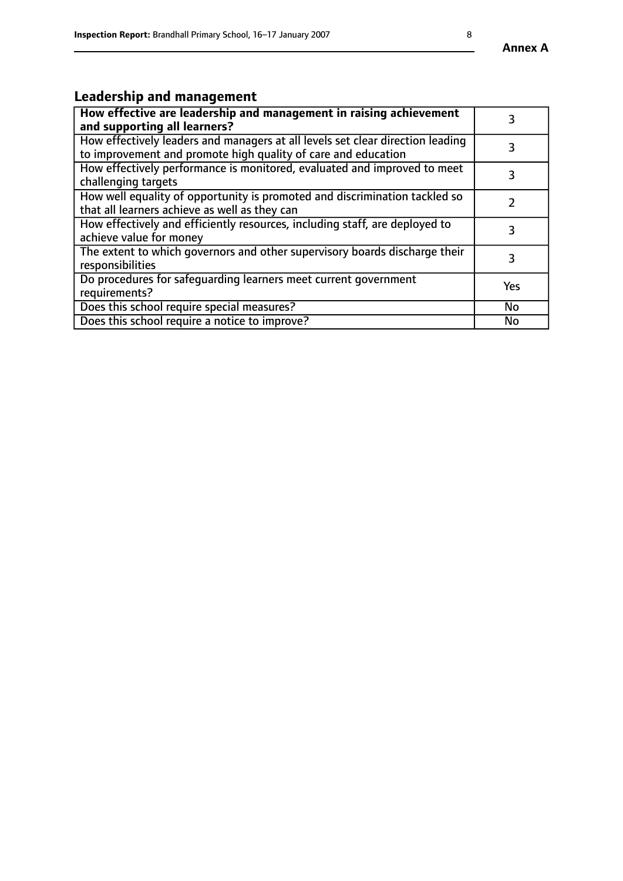## Leadership and management

| **How effective are leadership and management in raising achievement and supporting all learners?** | 3 |
|---|---|
| How effectively leaders and managers at all levels set clear direction leading to improvement and promote high quality of care and education | 3 |
| How effectively performance is monitored, evaluated and improved to meet challenging targets | 3 |
| How well equality of opportunity is promoted and discrimination tackled so that all learners achieve as well as they can | 2 |
| How effectively and efficiently resources, including staff, are deployed to achieve value for money | 3 |
| The extent to which governors and other supervisory boards discharge their responsibilities | 3 |
| Do procedures for safeguarding learners meet current government requirements? | Yes |
| Does this school require special measures? | No |
| Does this school require a notice to improve? | No |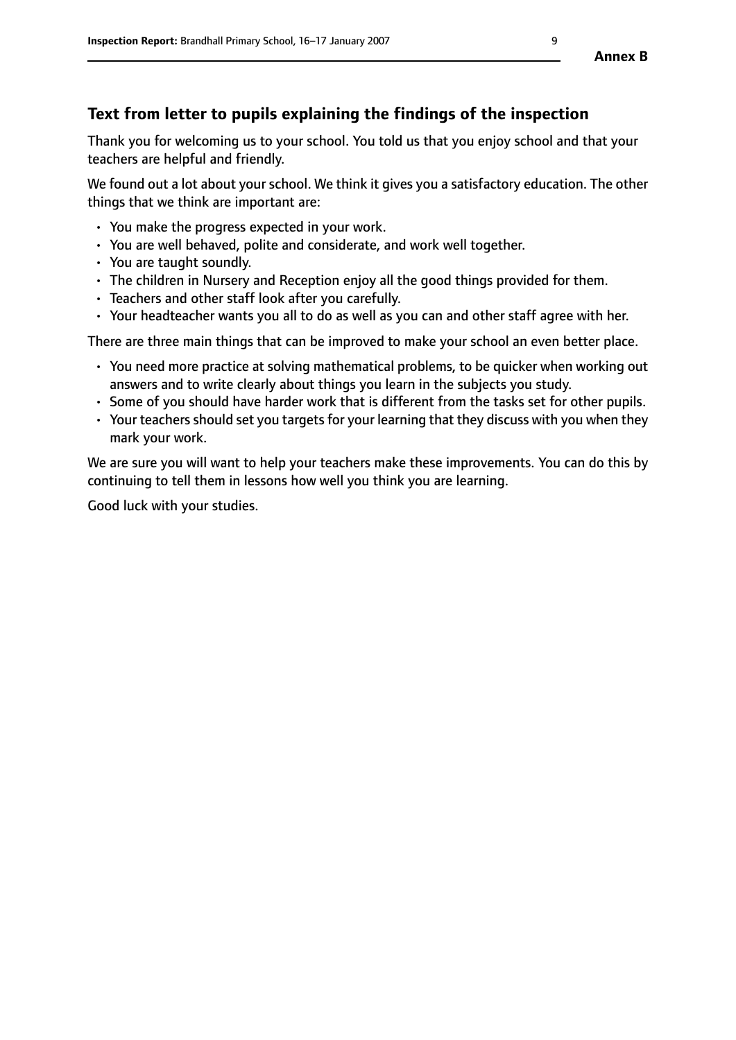## Text from letter to pupils explaining the findings of the inspection

Thank you for welcoming us to your school. You told us that you enjoy school and that your teachers are helpful and friendly.

We found out a lot about your school. We think it gives you a satisfactory education. The other things that we think are important are:

- You make the progress expected in your work.
- You are well behaved, polite and considerate, and work well together.
- You are taught soundly.
- The children in Nursery and Reception enjoy all the good things provided for them.
- Teachers and other staff look after you carefully.
- Your headteacher wants you all to do as well as you can and other staff agree with her.

There are three main things that can be improved to make your school an even better place.

- You need more practice at solving mathematical problems, to be quicker when working out answers and to write clearly about things you learn in the subjects you study.
- Some of you should have harder work that is different from the tasks set for other pupils.
- Your teachers should set you targets for your learning that they discuss with you when they mark your work.

We are sure you will want to help your teachers make these improvements. You can do this by continuing to tell them in lessons how well you think you are learning.

Good luck with your studies.